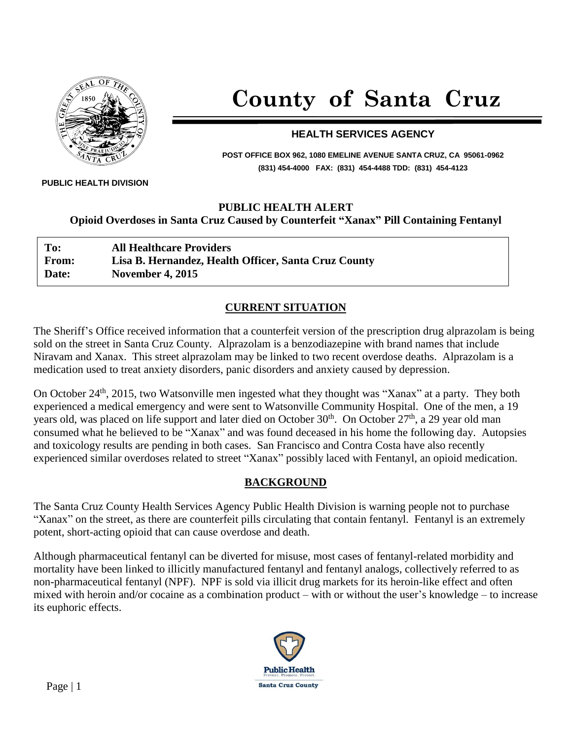# County of Santa Cruz

## HEALTH SERVICES AGENCY

**POST OFFICE BOX 962, 1080 EMELINE AVENUE SANTA CRUZ, CA 95061-0962**
**(831) 454-4000 FAX: (831) 454-4488 TDD: (831) 454-4123**

**PUBLIC HEALTH DIVISION**

### PUBLIC HEALTH ALERT
### Opioid Overdoses in Santa Cruz Caused by Counterfeit "Xanax" Pill Containing Fentanyl

| | |
|---|---|
| **To:** | **All Healthcare Providers** |
| **From:** | **Lisa B. Hernandez, Health Officer, Santa Cruz County** |
| **Date:** | **November 4, 2015** |

## CURRENT SITUATION

The Sheriff's Office received information that a counterfeit version of the prescription drug alprazolam is being sold on the street in Santa Cruz County. Alprazolam is a benzodiazepine with brand names that include Niravam and Xanax. This street alprazolam may be linked to two recent overdose deaths. Alprazolam is a medication used to treat anxiety disorders, panic disorders and anxiety caused by depression.

On October 24th, 2015, two Watsonville men ingested what they thought was "Xanax" at a party. They both experienced a medical emergency and were sent to Watsonville Community Hospital. One of the men, a 19 years old, was placed on life support and later died on October 30th. On October 27th, a 29 year old man consumed what he believed to be "Xanax" and was found deceased in his home the following day. Autopsies and toxicology results are pending in both cases. San Francisco and Contra Costa have also recently experienced similar overdoses related to street "Xanax" possibly laced with Fentanyl, an opioid medication.

## BACKGROUND

The Santa Cruz County Health Services Agency Public Health Division is warning people not to purchase "Xanax" on the street, as there are counterfeit pills circulating that contain fentanyl. Fentanyl is an extremely potent, short-acting opioid that can cause overdose and death.

Although pharmaceutical fentanyl can be diverted for misuse, most cases of fentanyl-related morbidity and mortality have been linked to illicitly manufactured fentanyl and fentanyl analogs, collectively referred to as non-pharmaceutical fentanyl (NPF). NPF is sold via illicit drug markets for its heroin-like effect and often mixed with heroin and/or cocaine as a combination product – with or without the user's knowledge – to increase its euphoric effects.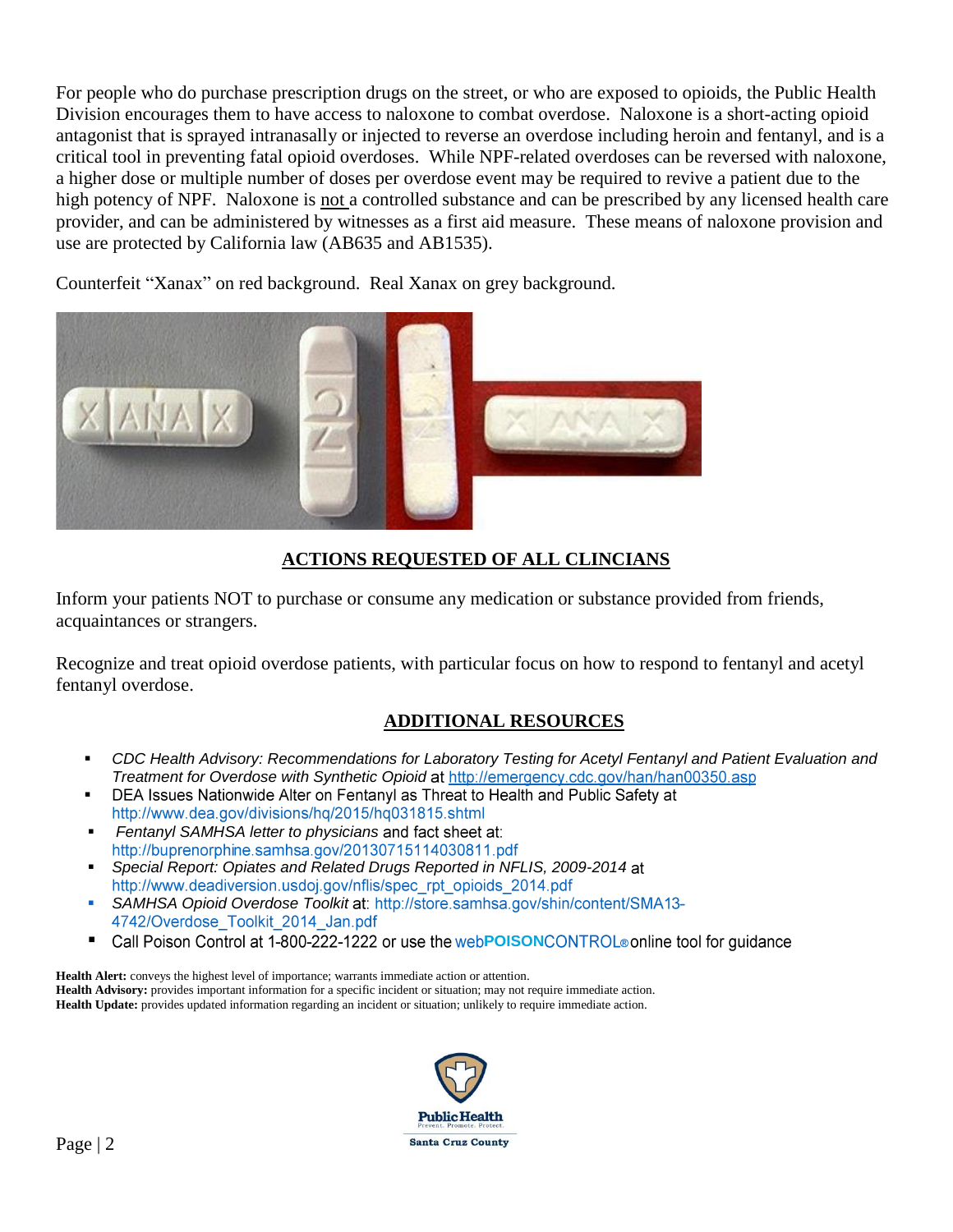For people who do purchase prescription drugs on the street, or who are exposed to opioids, the Public Health Division encourages them to have access to naloxone to combat overdose. Naloxone is a short-acting opioid antagonist that is sprayed intranasally or injected to reverse an overdose including heroin and fentanyl, and is a critical tool in preventing fatal opioid overdoses. While NPF-related overdoses can be reversed with naloxone, a higher dose or multiple number of doses per overdose event may be required to revive a patient due to the high potency of NPF. Naloxone is not a controlled substance and can be prescribed by any licensed health care provider, and can be administered by witnesses as a first aid measure. These means of naloxone provision and use are protected by California law (AB635 and AB1535).

Counterfeit "Xanax" on red background. Real Xanax on grey background.

## ACTIONS REQUESTED OF ALL CLINCIANS

Inform your patients NOT to purchase or consume any medication or substance provided from friends, acquaintances or strangers.

Recognize and treat opioid overdose patients, with particular focus on how to respond to fentanyl and acetyl fentanyl overdose.

## ADDITIONAL RESOURCES

- *CDC Health Advisory: Recommendations for Laboratory Testing for Acetyl Fentanyl and Patient Evaluation and Treatment for Overdose with Synthetic Opioid* at http://emergency.cdc.gov/han/han00350.asp
- DEA Issues Nationwide Alter on Fentanyl as Threat to Health and Public Safety at http://www.dea.gov/divisions/hq/2015/hq031815.shtml
- *Fentanyl SAMHSA letter to physicians* and fact sheet at: http://buprenorphine.samhsa.gov/20130715114030811.pdf
- *Special Report: Opiates and Related Drugs Reported in NFLIS, 2009-2014* at http://www.deadiversion.usdoj.gov/nflis/spec_rpt_opioids_2014.pdf
- *SAMHSA Opioid Overdose Toolkit* at: http://store.samhsa.gov/shin/content/SMA13-4742/Overdose_Toolkit_2014_Jan.pdf
- Call Poison Control at 1-800-222-1222 or use the webPOISONCONTROL® online tool for guidance

**Health Alert:** conveys the highest level of importance; warrants immediate action or attention.
**Health Advisory:** provides important information for a specific incident or situation; may not require immediate action.
**Health Update:** provides updated information regarding an incident or situation; unlikely to require immediate action.

Public Health
Prevent. Promote. Protect.
Santa Cruz County